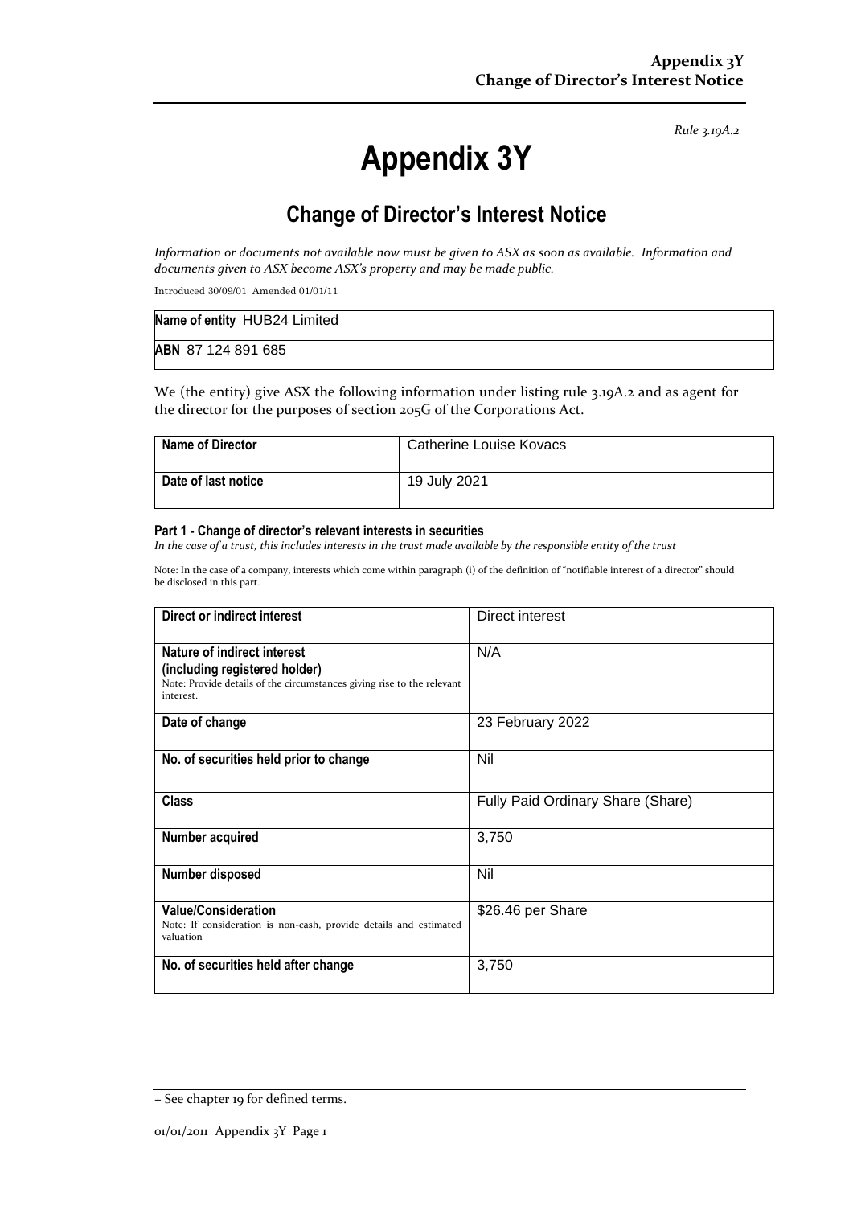*Rule 3.19A.2*

# Appendix 3Y

## Change of Director's Interest Notice

*Information or documents not available now must be given to ASX as soon as available. Information and documents given to ASX become ASX's property and may be made public.*

Introduced 30/09/01 Amended 01/01/11

| | |
|---|---|
| **Name of entity** HUB24 Limited | |
| **ABN** 87 124 891 685 | |

We (the entity) give ASX the following information under listing rule 3.19A.2 and as agent for the director for the purposes of section 205G of the Corporations Act.

| | |
|---|---|
| **Name of Director** | Catherine Louise Kovacs |
| **Date of last notice** | 19 July 2021 |

#### Part 1 - Change of director's relevant interests in securities

*In the case of a trust, this includes interests in the trust made available by the responsible entity of the trust*

Note: In the case of a company, interests which come within paragraph (i) of the definition of "notifiable interest of a director" should be disclosed in this part.

| | |
|---|---|
| **Direct or indirect interest** | Direct interest |
| **Nature of indirect interest (including registered holder)** Note: Provide details of the circumstances giving rise to the relevant interest. | N/A |
| **Date of change** | 23 February 2022 |
| **No. of securities held prior to change** | Nil |
| **Class** | Fully Paid Ordinary Share (Share) |
| **Number acquired** | 3,750 |
| **Number disposed** | Nil |
| **Value/Consideration** Note: If consideration is non-cash, provide details and estimated valuation | $26.46 per Share |
| **No. of securities held after change** | 3,750 |

+ See chapter 19 for defined terms.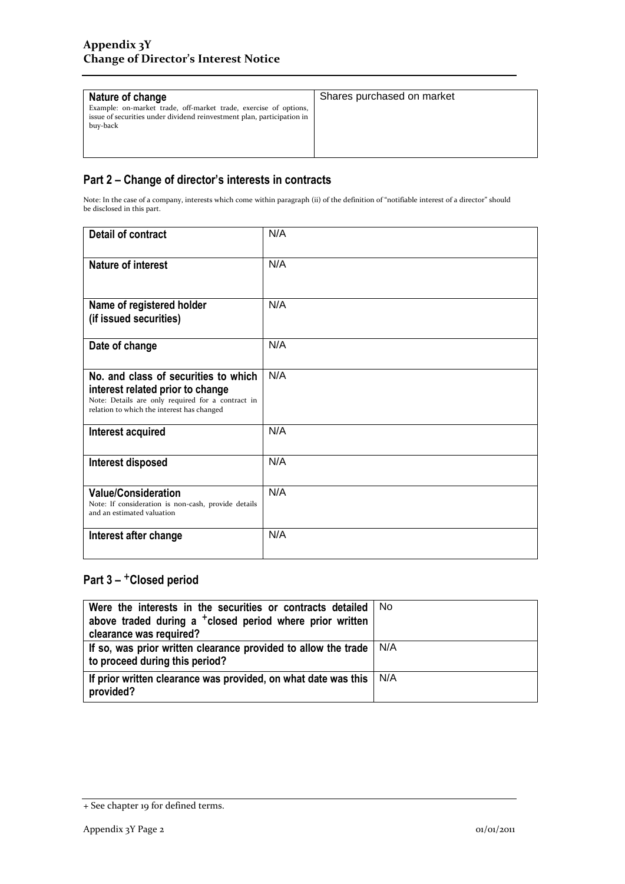| | |
|---|---|
| **Nature of change**<br>Example: on-market trade, off-market trade, exercise of options, issue of securities under dividend reinvestment plan, participation in buy-back | Shares purchased on market |

## Part 2 – Change of director's interests in contracts

Note: In the case of a company, interests which come within paragraph (ii) of the definition of "notifiable interest of a director" should be disclosed in this part.

| | |
|---|---|
| **Detail of contract** | N/A |
| **Nature of interest** | N/A |
| **Name of registered holder (if issued securities)** | N/A |
| **Date of change** | N/A |
| **No. and class of securities to which interest related prior to change**<br>Note: Details are only required for a contract in relation to which the interest has changed | N/A |
| **Interest acquired** | N/A |
| **Interest disposed** | N/A |
| **Value/Consideration**<br>Note: If consideration is non-cash, provide details and an estimated valuation | N/A |
| **Interest after change** | N/A |

## Part 3 – +Closed period

| | |
|---|---|
| **Were the interests in the securities or contracts detailed above traded during a +closed period where prior written clearance was required?** | No |
| **If so, was prior written clearance provided to allow the trade to proceed during this period?** | N/A |
| **If prior written clearance was provided, on what date was this provided?** | N/A |

+ See chapter 19 for defined terms.